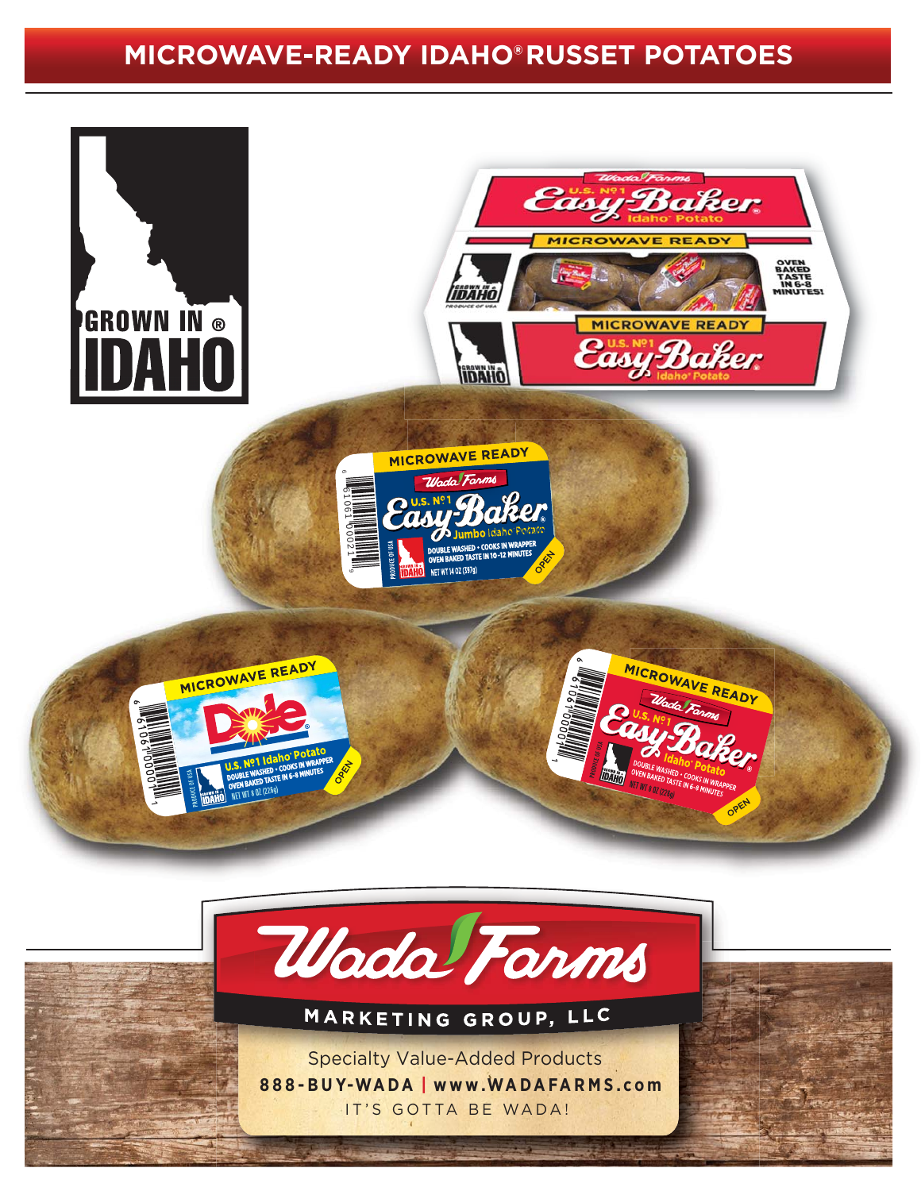# MICROWAVE-READY IDAHO® RUSSET POTATOES

GROWN IN ® IDAHO

Wada Farms

U.S. Nº1 Easy-Baker Idaho® Potato

MICROWAVE READY

OVEN BAKED TASTE IN 6-8 MINUTES!

MICROWAVE READY

Wada Farms

U.S. Nº1 Easy-Baker® Jumbo Idaho® Potato

DOUBLE WASHED • COOKS IN WRAPPER
OVEN BAKED TASTE IN 10-12 MINUTES

NET WT 14 OZ (397g)

OPEN

MICROWAVE READY

Dole®

U.S. Nº1 Idaho® Potato

DOUBLE WASHED • COOKS IN WRAPPER
OVEN BAKED TASTE IN 6-8 MINUTES

NET WT 8 OZ (226g)

OPEN

MICROWAVE READY

Wada Farms

U.S. Nº1 Easy-Baker® Idaho® Potato

DOUBLE WASHED • COOKS IN WRAPPER
OVEN BAKED TASTE IN 6-8 MINUTES

NET WT 8 OZ (226g)

OPEN

Wada Farms

MARKETING GROUP, LLC

Specialty Value-Added Products

**888-BUY-WADA | www.WADAFARMS.com**

IT'S GOTTA BE WADA!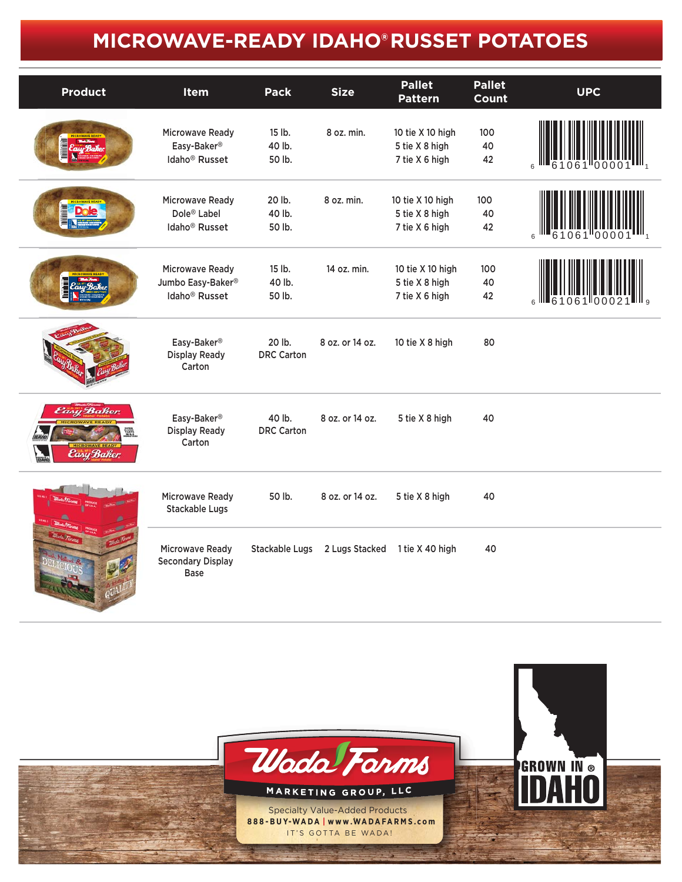# MICROWAVE-READY IDAHO® RUSSET POTATOES

| Product | Item | Pack | Size | Pallet Pattern | Pallet Count | UPC |
|---|---|---|---|---|---|---|
| | Microwave Ready Easy-Baker® Idaho® Russet | 15 lb.<br>40 lb.<br>50 lb. | 8 oz. min. | 10 tie X 10 high<br>5 tie X 8 high<br>7 tie X 6 high | 100<br>40<br>42 | 6 61061 00001 1 |
| | Microwave Ready Dole® Label Idaho® Russet | 20 lb.<br>40 lb.<br>50 lb. | 8 oz. min. | 10 tie X 10 high<br>5 tie X 8 high<br>7 tie X 6 high | 100<br>40<br>42 | 6 61061 00001 1 |
| | Microwave Ready Jumbo Easy-Baker® Idaho® Russet | 15 lb.<br>40 lb.<br>50 lb. | 14 oz. min. | 10 tie X 10 high<br>5 tie X 8 high<br>7 tie X 6 high | 100<br>40<br>42 | 6 61061 00021 9 |
| | Easy-Baker® Display Ready Carton | 20 lb. DRC Carton | 8 oz. or 14 oz. | 10 tie X 8 high | 80 | |
| | Easy-Baker® Display Ready Carton | 40 lb. DRC Carton | 8 oz. or 14 oz. | 5 tie X 8 high | 40 | |
| | Microwave Ready Stackable Lugs | 50 lb. | 8 oz. or 14 oz. | 5 tie X 8 high | 40 | |
| | Microwave Ready Secondary Display Base | Stackable Lugs | 2 Lugs Stacked | 1 tie X 40 high | 40 | |

Wada Farms

MARKETING GROUP, LLC

Specialty Value-Added Products

888-BUY-WADA | www.WADAFARMS.com

IT'S GOTTA BE WADA!

GROWN IN® IDAHO